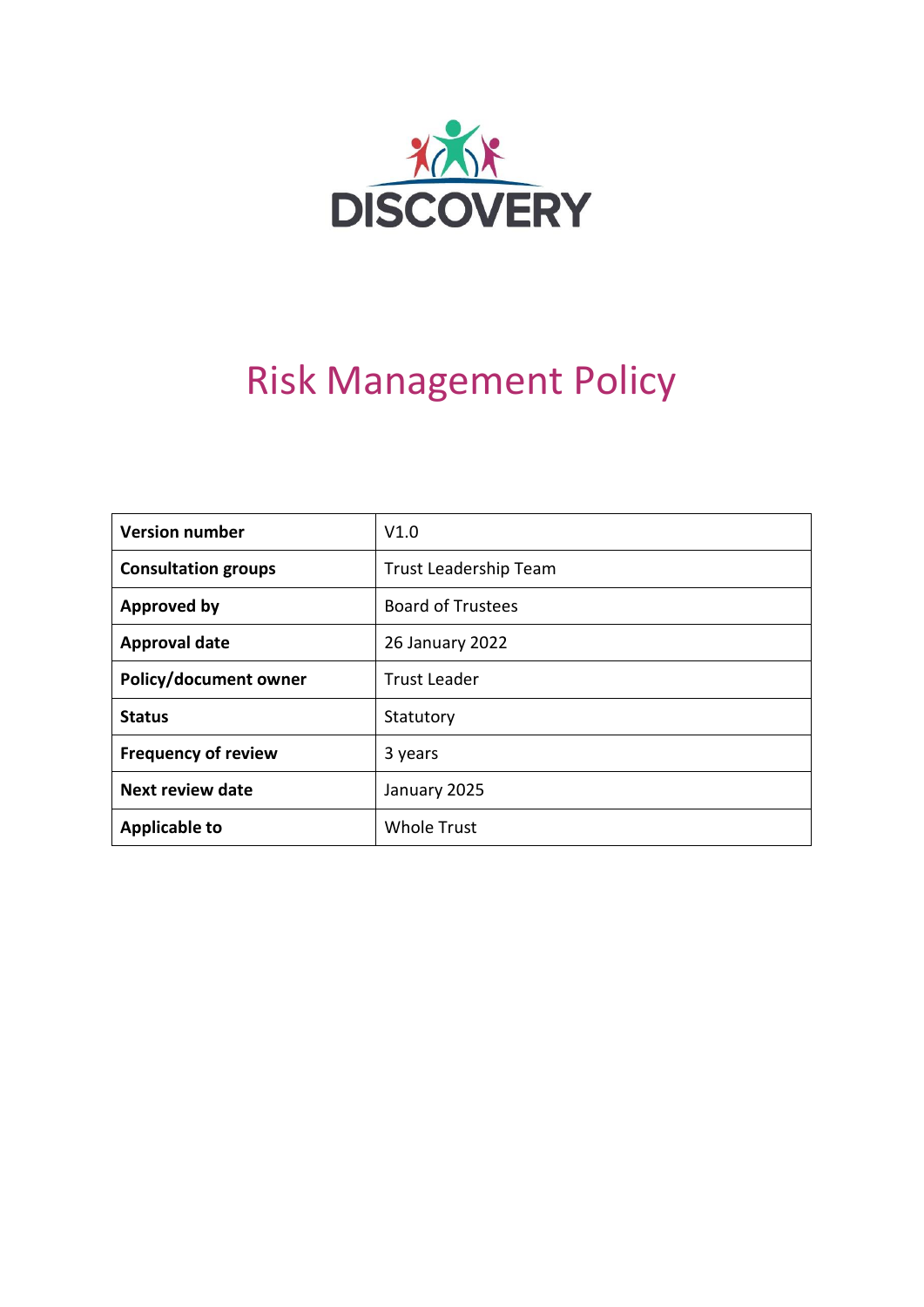DISCOVERY

# Risk Management Policy

| Version number | V1.0 |
| --- | --- |
| Consultation groups | Trust Leadership Team |
| Approved by | Board of Trustees |
| Approval date | 26 January 2022 |
| Policy/document owner | Trust Leader |
| Status | Statutory |
| Frequency of review | 3 years |
| Next review date | January 2025 |
| Applicable to | Whole Trust |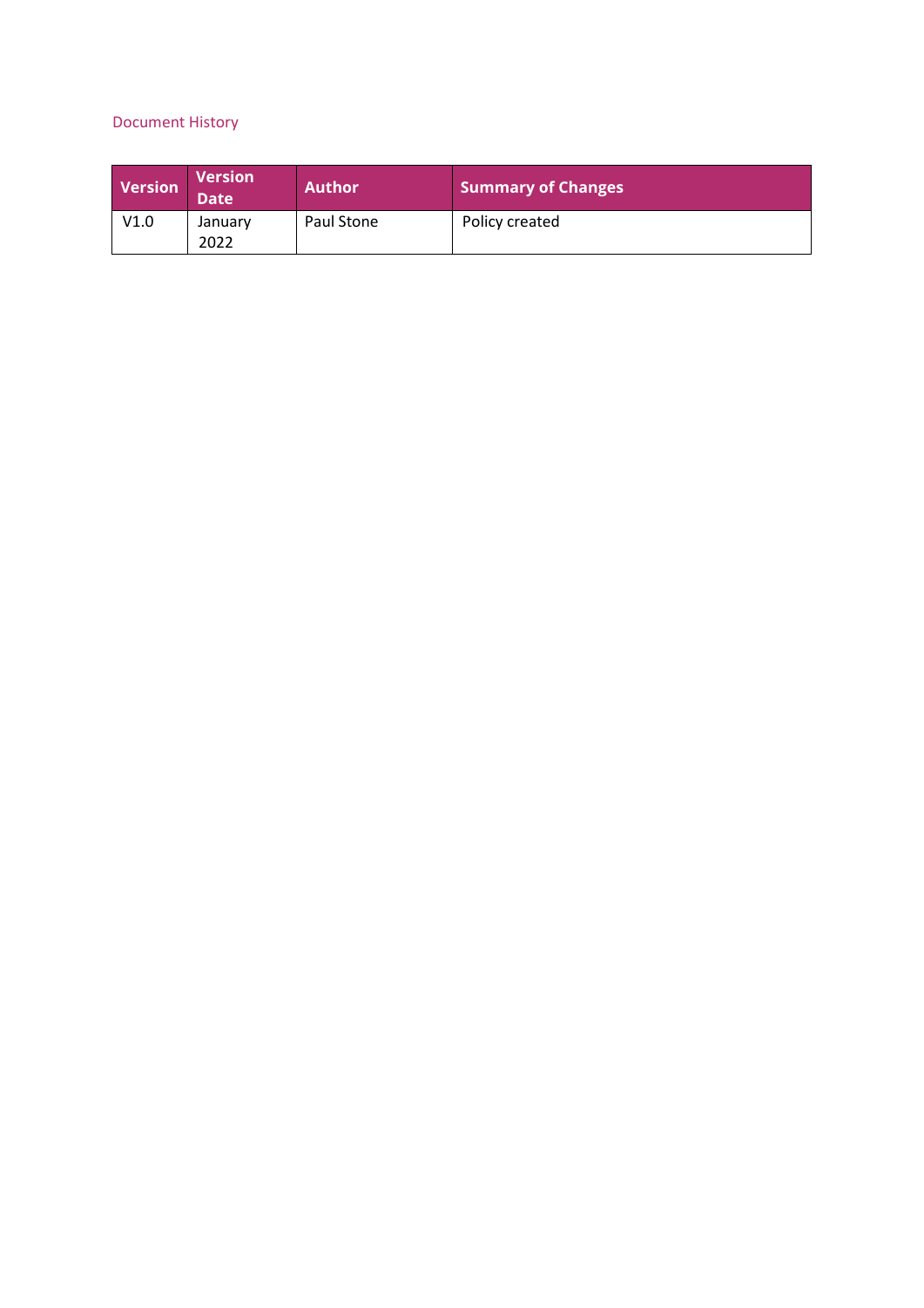## Document History

| Version | Version Date | Author | Summary of Changes |
|---|---|---|---|
| V1.0 | January 2022 | Paul Stone | Policy created |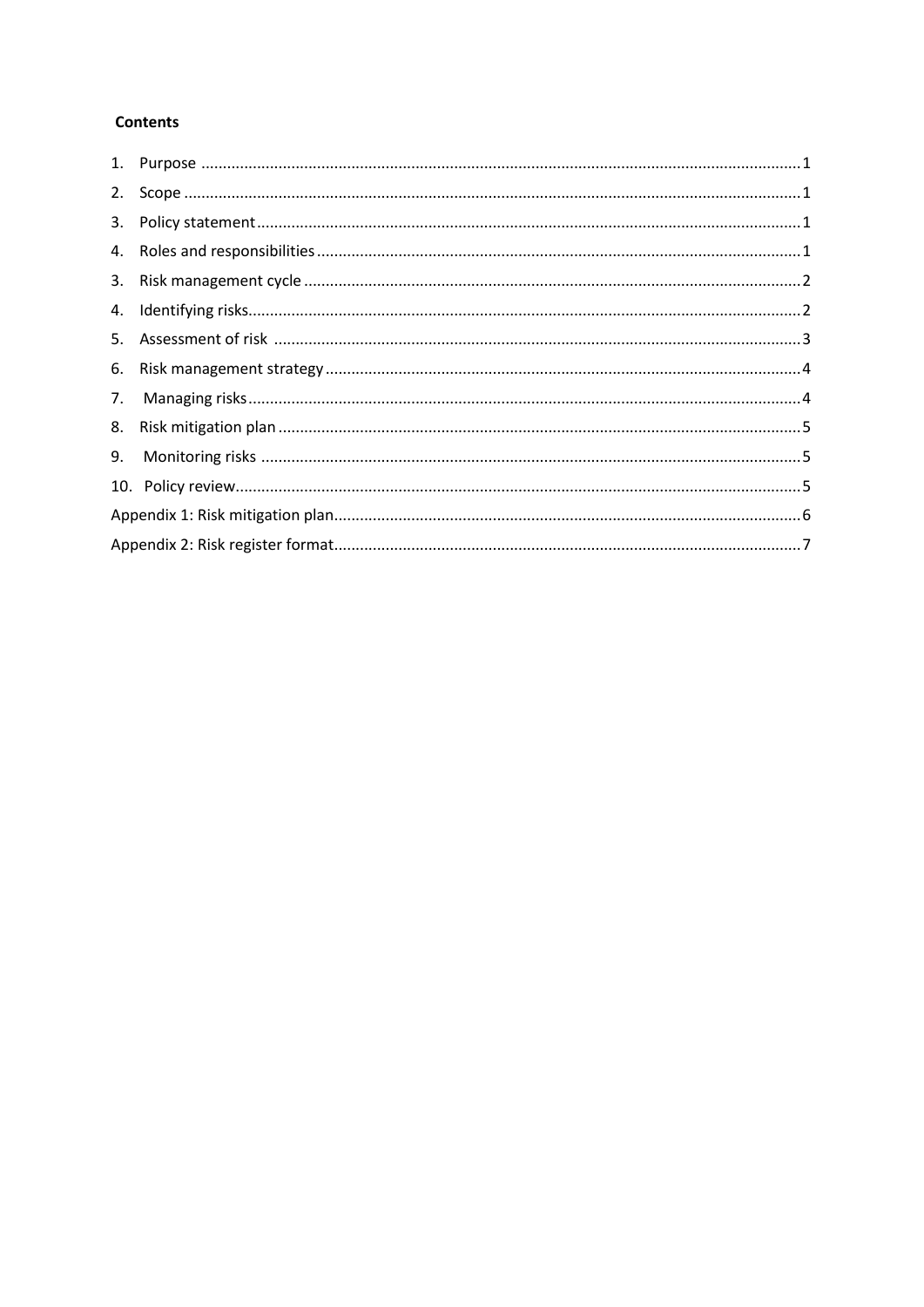**Contents**

1. Purpose ........................................................................................................................................ 1
2. Scope ............................................................................................................................................ 1
3. Policy statement ........................................................................................................................... 1
4. Roles and responsibilities .............................................................................................................. 1
3. Risk management cycle ................................................................................................................ 2
4. Identifying risks ............................................................................................................................. 2
5. Assessment of risk ........................................................................................................................ 3
6. Risk management strategy ........................................................................................................... 4
7. Managing risks ............................................................................................................................. 4
8. Risk mitigation plan ...................................................................................................................... 5
9. Monitoring risks ........................................................................................................................... 5
10. Policy review ................................................................................................................................ 5

Appendix 1: Risk mitigation plan ......................................................................................................... 6

Appendix 2: Risk register format .......................................................................................................... 7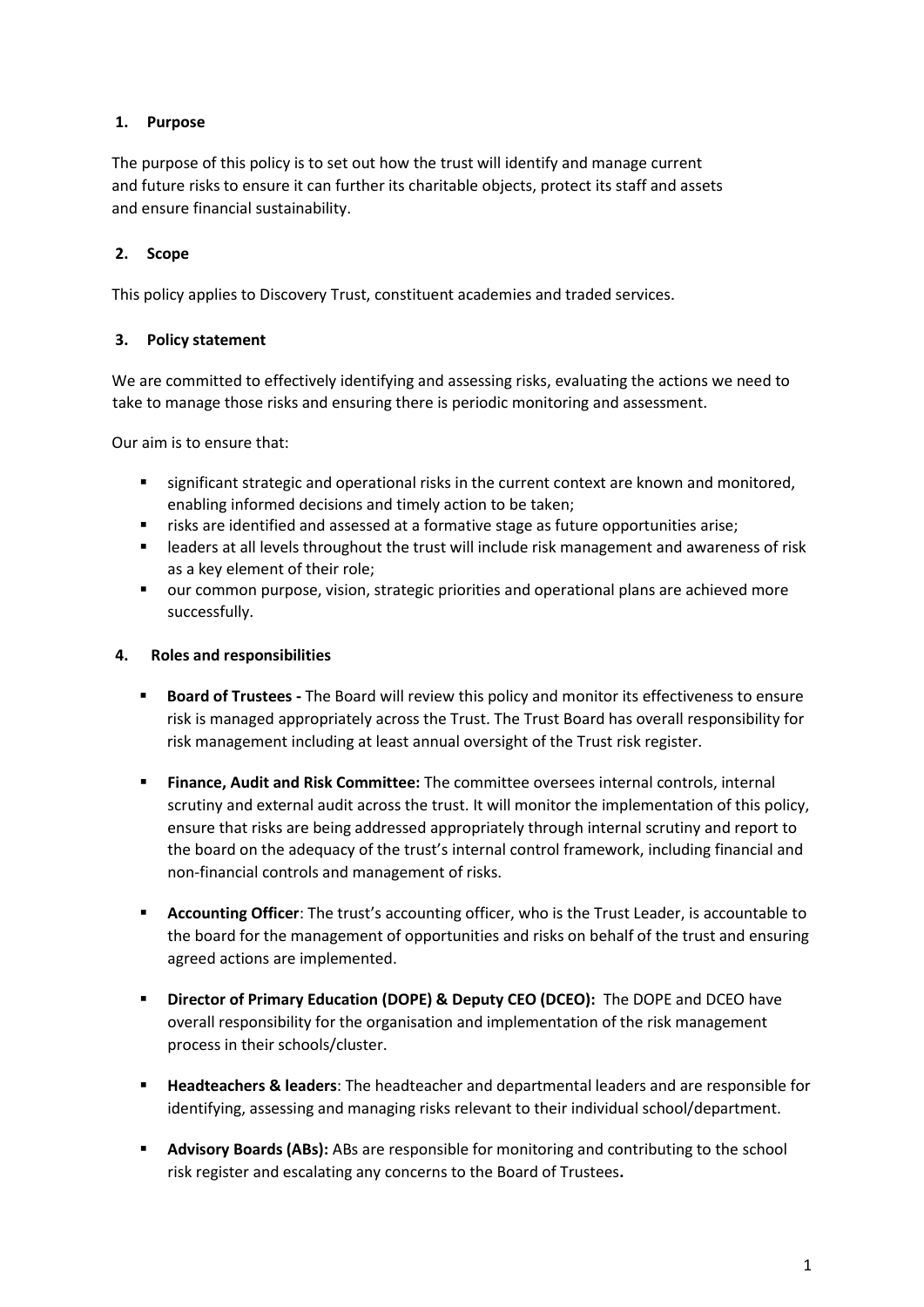## 1. Purpose

The purpose of this policy is to set out how the trust will identify and manage current and future risks to ensure it can further its charitable objects, protect its staff and assets and ensure financial sustainability.

## 2. Scope

This policy applies to Discovery Trust, constituent academies and traded services.

## 3. Policy statement

We are committed to effectively identifying and assessing risks, evaluating the actions we need to take to manage those risks and ensuring there is periodic monitoring and assessment.

Our aim is to ensure that:

- significant strategic and operational risks in the current context are known and monitored, enabling informed decisions and timely action to be taken;
- risks are identified and assessed at a formative stage as future opportunities arise;
- leaders at all levels throughout the trust will include risk management and awareness of risk as a key element of their role;
- our common purpose, vision, strategic priorities and operational plans are achieved more successfully.

## 4. Roles and responsibilities

- **Board of Trustees -** The Board will review this policy and monitor its effectiveness to ensure risk is managed appropriately across the Trust. The Trust Board has overall responsibility for risk management including at least annual oversight of the Trust risk register.

- **Finance, Audit and Risk Committee:** The committee oversees internal controls, internal scrutiny and external audit across the trust. It will monitor the implementation of this policy, ensure that risks are being addressed appropriately through internal scrutiny and report to the board on the adequacy of the trust's internal control framework, including financial and non-financial controls and management of risks.

- **Accounting Officer**: The trust's accounting officer, who is the Trust Leader, is accountable to the board for the management of opportunities and risks on behalf of the trust and ensuring agreed actions are implemented.

- **Director of Primary Education (DOPE) & Deputy CEO (DCEO):** The DOPE and DCEO have overall responsibility for the organisation and implementation of the risk management process in their schools/cluster.

- **Headteachers & leaders**: The headteacher and departmental leaders and are responsible for identifying, assessing and managing risks relevant to their individual school/department.

- **Advisory Boards (ABs):** ABs are responsible for monitoring and contributing to the school risk register and escalating any concerns to the Board of Trustees**.**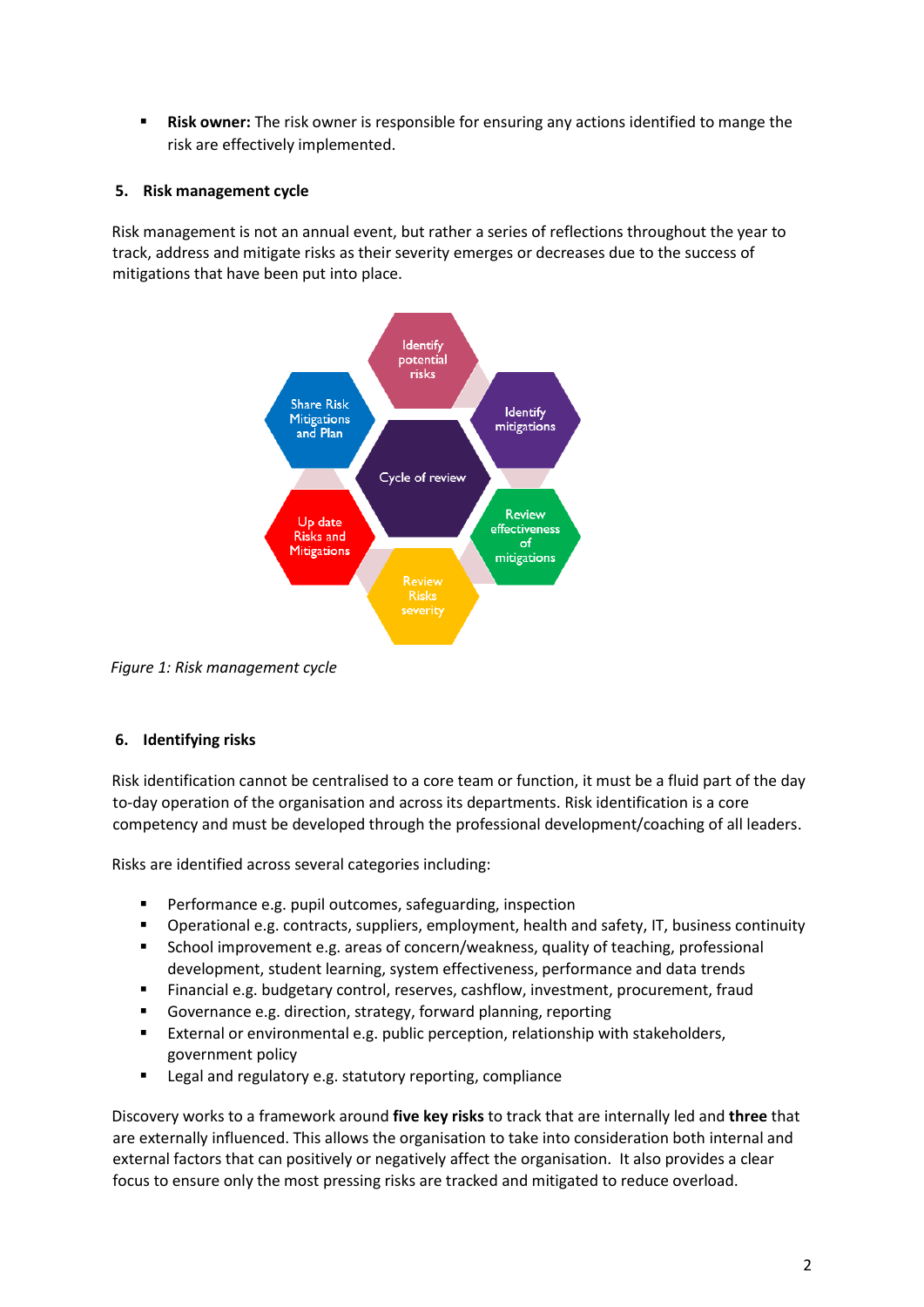- **Risk owner:** The risk owner is responsible for ensuring any actions identified to mange the risk are effectively implemented.

## 5. Risk management cycle

Risk management is not an annual event, but rather a series of reflections throughout the year to track, address and mitigate risks as their severity emerges or decreases due to the success of mitigations that have been put into place.

*Figure 1: Risk management cycle*

## 6. Identifying risks

Risk identification cannot be centralised to a core team or function, it must be a fluid part of the day to-day operation of the organisation and across its departments. Risk identification is a core competency and must be developed through the professional development/coaching of all leaders.

Risks are identified across several categories including:

- Performance e.g. pupil outcomes, safeguarding, inspection
- Operational e.g. contracts, suppliers, employment, health and safety, IT, business continuity
- School improvement e.g. areas of concern/weakness, quality of teaching, professional development, student learning, system effectiveness, performance and data trends
- Financial e.g. budgetary control, reserves, cashflow, investment, procurement, fraud
- Governance e.g. direction, strategy, forward planning, reporting
- External or environmental e.g. public perception, relationship with stakeholders, government policy
- Legal and regulatory e.g. statutory reporting, compliance

Discovery works to a framework around **five key risks** to track that are internally led and **three** that are externally influenced. This allows the organisation to take into consideration both internal and external factors that can positively or negatively affect the organisation. It also provides a clear focus to ensure only the most pressing risks are tracked and mitigated to reduce overload.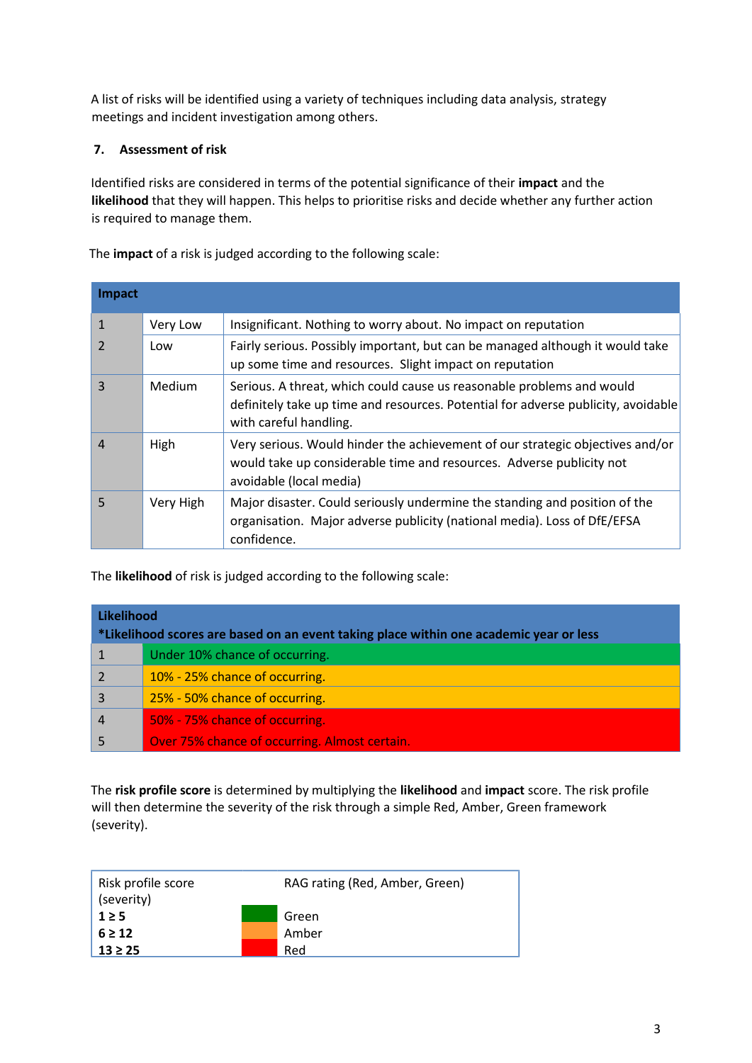A list of risks will be identified using a variety of techniques including data analysis, strategy meetings and incident investigation among others.

## 7. Assessment of risk

Identified risks are considered in terms of the potential significance of their **impact** and the **likelihood** that they will happen. This helps to prioritise risks and decide whether any further action is required to manage them.

The **impact** of a risk is judged according to the following scale:

| Impact | | |
|---|---|---|
| 1 | Very Low | Insignificant. Nothing to worry about. No impact on reputation |
| 2 | Low | Fairly serious. Possibly important, but can be managed although it would take up some time and resources. Slight impact on reputation |
| 3 | Medium | Serious. A threat, which could cause us reasonable problems and would definitely take up time and resources. Potential for adverse publicity, avoidable with careful handling. |
| 4 | High | Very serious. Would hinder the achievement of our strategic objectives and/or would take up considerable time and resources. Adverse publicity not avoidable (local media) |
| 5 | Very High | Major disaster. Could seriously undermine the standing and position of the organisation. Major adverse publicity (national media). Loss of DfE/EFSA confidence. |

The **likelihood** of risk is judged according to the following scale:

| Likelihood<br>*Likelihood scores are based on an event taking place within one academic year or less | |
|---|---|
| 1 | Under 10% chance of occurring. |
| 2 | 10% - 25% chance of occurring. |
| 3 | 25% - 50% chance of occurring. |
| 4 | 50% - 75% chance of occurring. |
| 5 | Over 75% chance of occurring. Almost certain. |

The **risk profile score** is determined by multiplying the **likelihood** and **impact** score. The risk profile will then determine the severity of the risk through a simple Red, Amber, Green framework (severity).

| Risk profile score (severity) | RAG rating (Red, Amber, Green) |
|---|---|
| **1 ≥ 5** | Green |
| **6 ≥ 12** | Amber |
| **13 ≥ 25** | Red |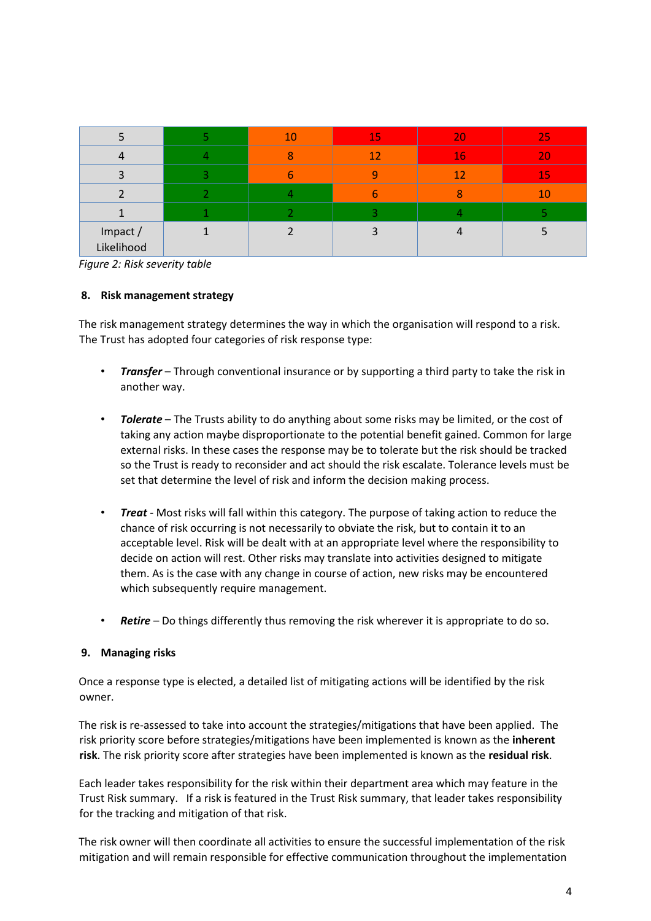| 5 | 5 | 10 | 15 | 20 | 25 |
|---|---|---|---|---|---|
| 4 | 4 | 8 | 12 | 16 | 20 |
| 3 | 3 | 6 | 9 | 12 | 15 |
| 2 | 2 | 4 | 6 | 8 | 10 |
| 1 | 1 | 2 | 3 | 4 | 5 |
| Impact / Likelihood | 1 | 2 | 3 | 4 | 5 |

*Figure 2: Risk severity table*

**8. Risk management strategy**

The risk management strategy determines the way in which the organisation will respond to a risk. The Trust has adopted four categories of risk response type:

- ***Transfer*** – Through conventional insurance or by supporting a third party to take the risk in another way.

- ***Tolerate*** – The Trusts ability to do anything about some risks may be limited, or the cost of taking any action maybe disproportionate to the potential benefit gained. Common for large external risks. In these cases the response may be to tolerate but the risk should be tracked so the Trust is ready to reconsider and act should the risk escalate. Tolerance levels must be set that determine the level of risk and inform the decision making process.

- ***Treat*** - Most risks will fall within this category. The purpose of taking action to reduce the chance of risk occurring is not necessarily to obviate the risk, but to contain it to an acceptable level. Risk will be dealt with at an appropriate level where the responsibility to decide on action will rest. Other risks may translate into activities designed to mitigate them. As is the case with any change in course of action, new risks may be encountered which subsequently require management.

- ***Retire*** – Do things differently thus removing the risk wherever it is appropriate to do so.

**9. Managing risks**

Once a response type is elected, a detailed list of mitigating actions will be identified by the risk owner.

The risk is re-assessed to take into account the strategies/mitigations that have been applied. The risk priority score before strategies/mitigations have been implemented is known as the **inherent risk**. The risk priority score after strategies have been implemented is known as the **residual risk**.

Each leader takes responsibility for the risk within their department area which may feature in the Trust Risk summary. If a risk is featured in the Trust Risk summary, that leader takes responsibility for the tracking and mitigation of that risk.

The risk owner will then coordinate all activities to ensure the successful implementation of the risk mitigation and will remain responsible for effective communication throughout the implementation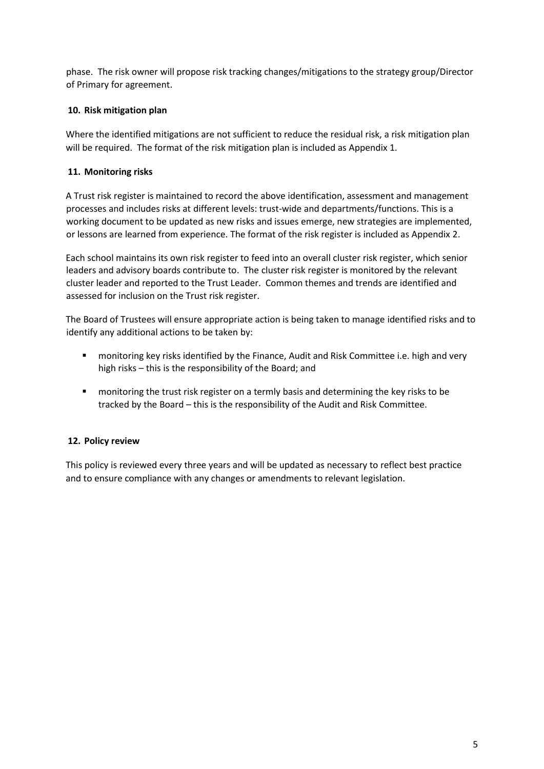phase. The risk owner will propose risk tracking changes/mitigations to the strategy group/Director of Primary for agreement.

## 10. Risk mitigation plan

Where the identified mitigations are not sufficient to reduce the residual risk, a risk mitigation plan will be required. The format of the risk mitigation plan is included as Appendix 1.

## 11. Monitoring risks

A Trust risk register is maintained to record the above identification, assessment and management processes and includes risks at different levels: trust-wide and departments/functions. This is a working document to be updated as new risks and issues emerge, new strategies are implemented, or lessons are learned from experience. The format of the risk register is included as Appendix 2.

Each school maintains its own risk register to feed into an overall cluster risk register, which senior leaders and advisory boards contribute to. The cluster risk register is monitored by the relevant cluster leader and reported to the Trust Leader. Common themes and trends are identified and assessed for inclusion on the Trust risk register.

The Board of Trustees will ensure appropriate action is being taken to manage identified risks and to identify any additional actions to be taken by:

- monitoring key risks identified by the Finance, Audit and Risk Committee i.e. high and very high risks – this is the responsibility of the Board; and
- monitoring the trust risk register on a termly basis and determining the key risks to be tracked by the Board – this is the responsibility of the Audit and Risk Committee.

## 12. Policy review

This policy is reviewed every three years and will be updated as necessary to reflect best practice and to ensure compliance with any changes or amendments to relevant legislation.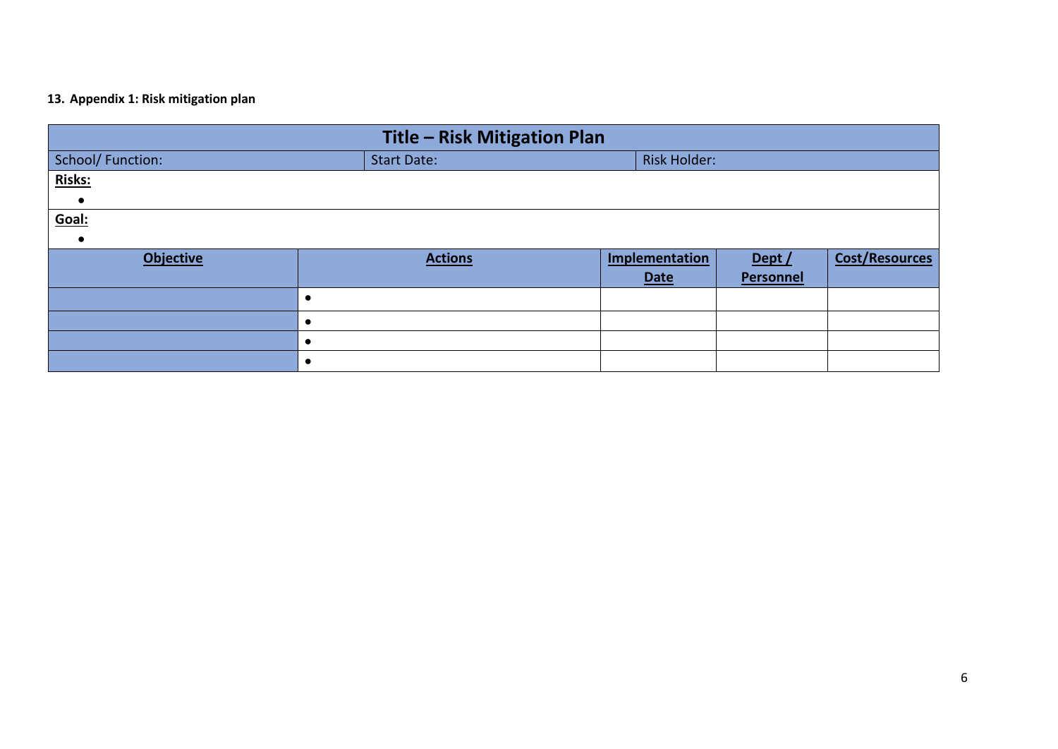**13. Appendix 1: Risk mitigation plan**

| **Title – Risk Mitigation Plan** | | | | |
|---|---|---|---|---|
| School/ Function: | Start Date: | | Risk Holder: | |
| **Risks:**<br>• | | | | |
| **Goal:**<br>• | | | | |
| **Objective** | **Actions** | **Implementation Date** | **Dept / Personnel** | **Cost/Resources** |
| | • | | | |
| | • | | | |
| | • | | | |
| | • | | | |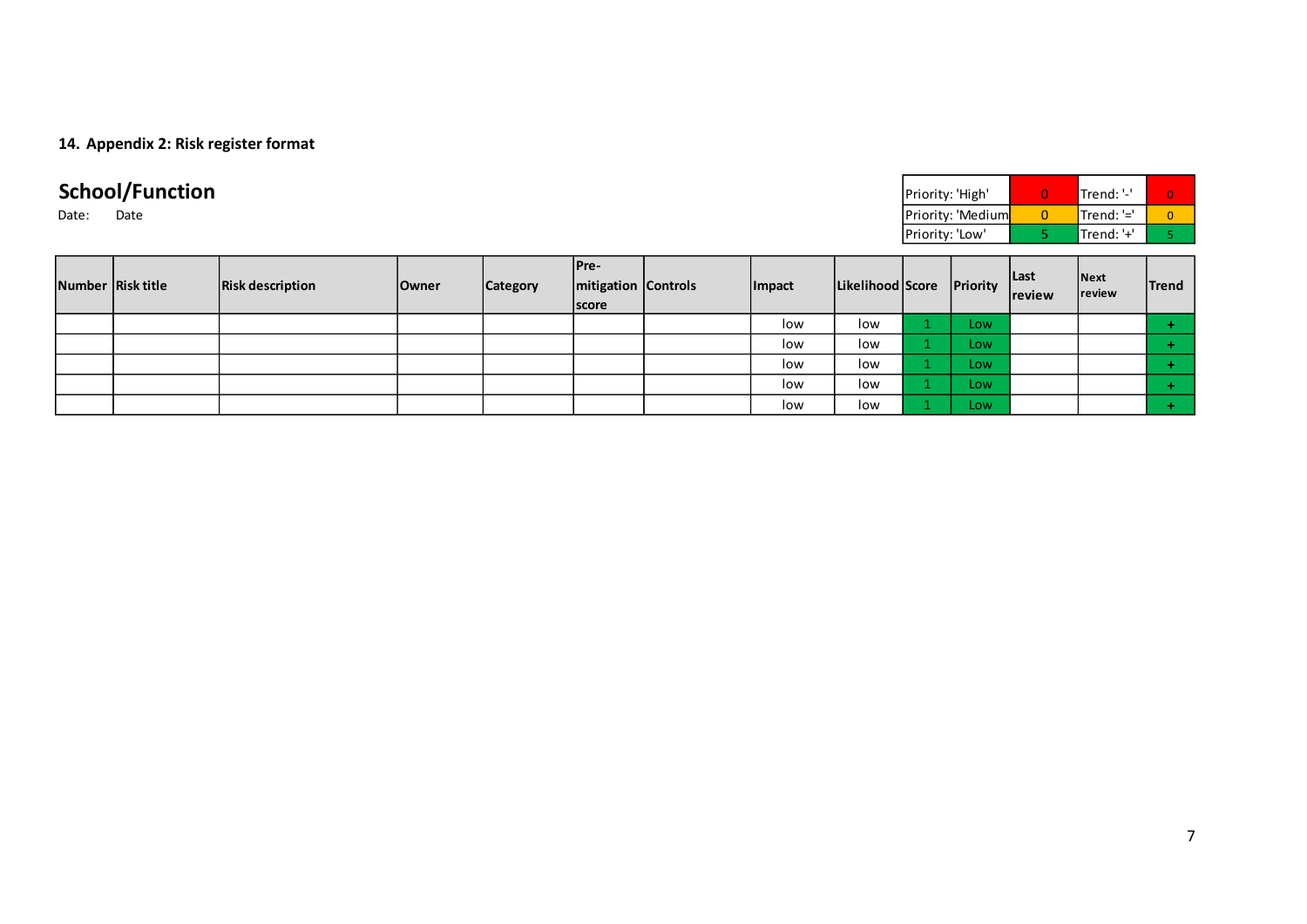## 14. Appendix 2: Risk register format

### School/Function

Date: Date

| | | | |
|---|---|---|---|
| Priority: 'High' | 0 | Trend: '-' | 0 |
| Priority: 'Medium' | 0 | Trend: '=' | 0 |
| Priority: 'Low' | 5 | Trend: '+' | 5 |

| Number | Risk title | Risk description | Owner | Category | Pre-mitigation score | Controls | Impact | Likelihood | Score | Priority | Last review | Next review | Trend |
|---|---|---|---|---|---|---|---|---|---|---|---|---|---|
| | | | | | | | low | low | 1 | Low | | | + |
| | | | | | | | low | low | 1 | Low | | | + |
| | | | | | | | low | low | 1 | Low | | | + |
| | | | | | | | low | low | 1 | Low | | | + |
| | | | | | | | low | low | 1 | Low | | | + |